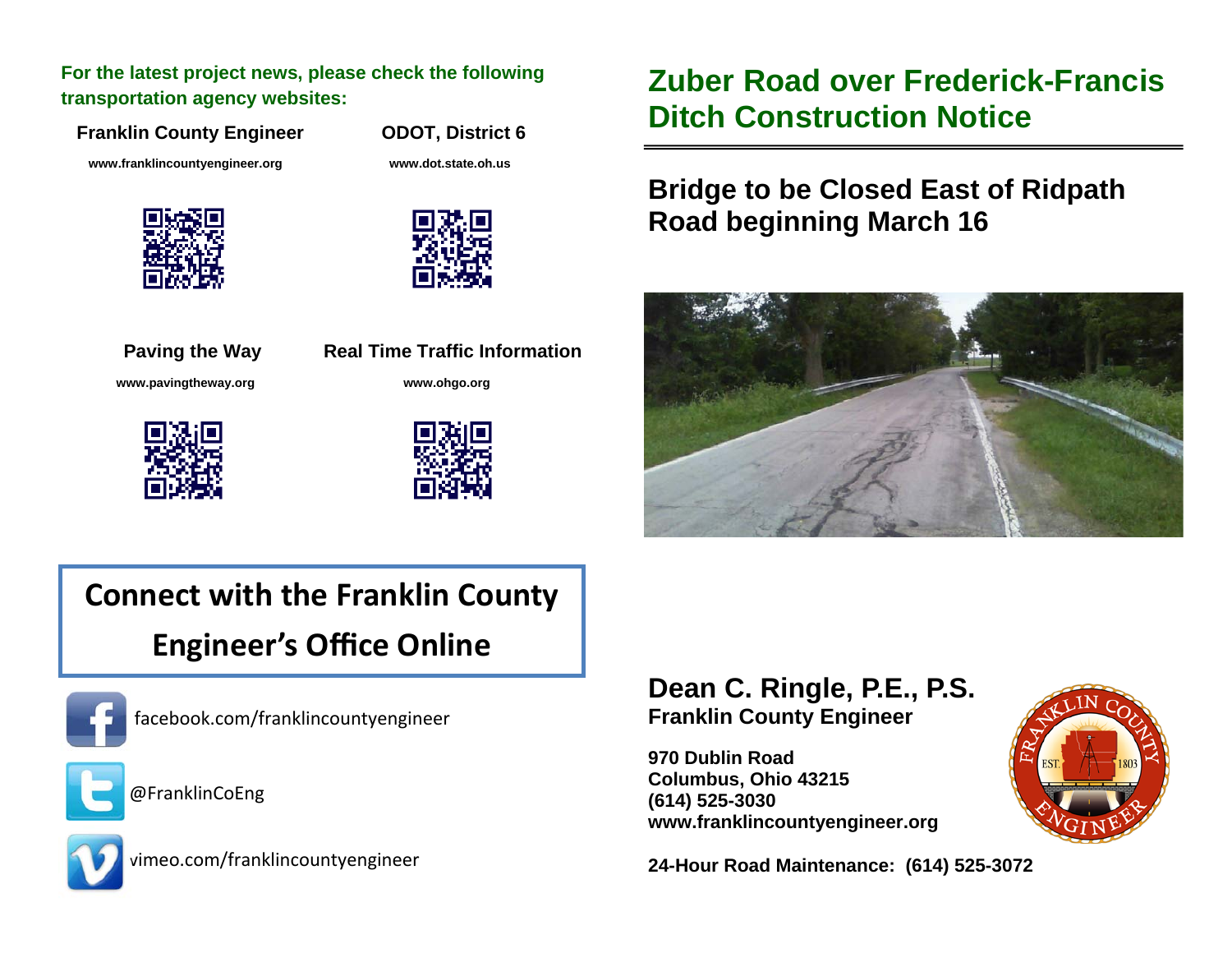# Zuber Road over Frederick-Francis Ditch Construction Notice

## Bridge to be Closed East of Ridpath Road beginning March 16

**For the latest project news, please check the following transportation agency websites:**

**Franklin County Engineer**
www.franklincountyengineer.org

**ODOT, District 6**
www.dot.state.oh.us

**Paving the Way**
www.pavingtheway.org

**Real Time Traffic Information**
www.ohgo.org

## Connect with the Franklin County Engineer's Office Online

facebook.com/franklincountyengineer

@FranklinCoEng

vimeo.com/franklincountyengineer

**Dean C. Ringle, P.E., P.S.**
**Franklin County Engineer**

**970 Dublin Road**
**Columbus, Ohio 43215**
**(614) 525-3030**
**www.franklincountyengineer.org**

**24-Hour Road Maintenance: (614) 525-3072**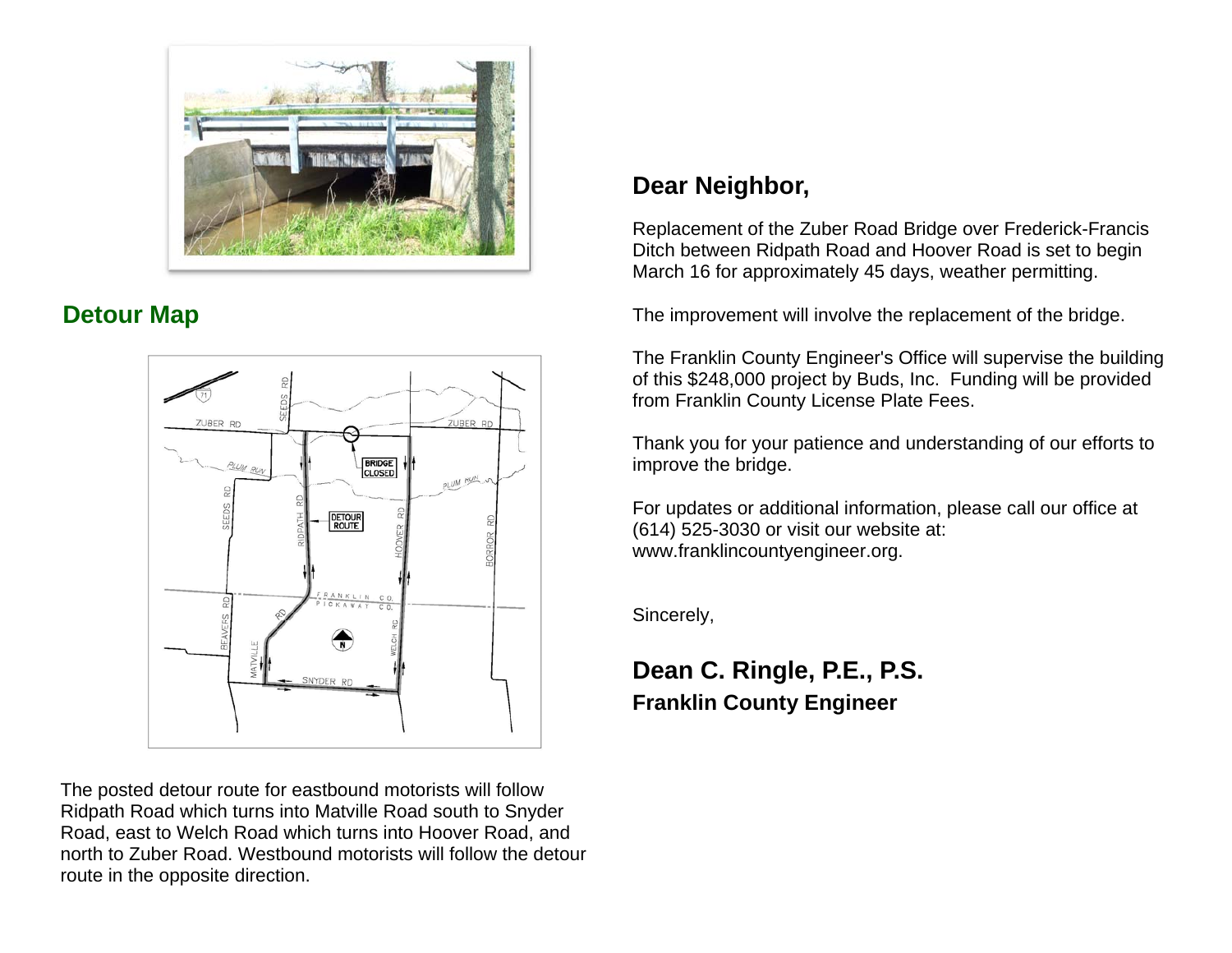## Detour Map

The posted detour route for eastbound motorists will follow Ridpath Road which turns into Matville Road south to Snyder Road, east to Welch Road which turns into Hoover Road, and north to Zuber Road. Westbound motorists will follow the detour route in the opposite direction.

## Dear Neighbor,

Replacement of the Zuber Road Bridge over Frederick-Francis Ditch between Ridpath Road and Hoover Road is set to begin March 16 for approximately 45 days, weather permitting.

The improvement will involve the replacement of the bridge.

The Franklin County Engineer's Office will supervise the building of this $248,000 project by Buds, Inc. Funding will be provided from Franklin County License Plate Fees.

Thank you for your patience and understanding of our efforts to improve the bridge.

For updates or additional information, please call our office at (614) 525-3030 or visit our website at: www.franklincountyengineer.org.

Sincerely,

**Dean C. Ringle, P.E., P.S.**
**Franklin County Engineer**